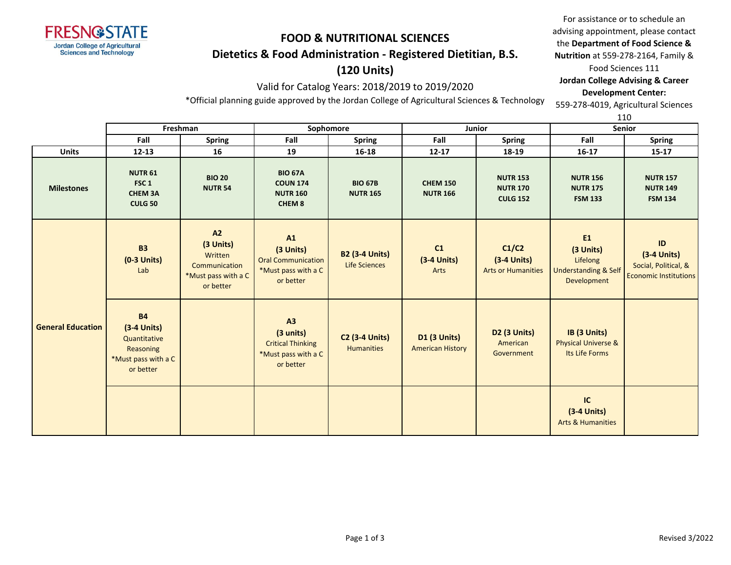FRESNO STATE
Jordan College of Agricultural Sciences and Technology

# FOOD & NUTRITIONAL SCIENCES
## Dietetics & Food Administration - Registered Dietitian, B.S.
## (120 Units)

Valid for Catalog Years: 2018/2019 to 2019/2020

*Official planning guide approved by the Jordan College of Agricultural Sciences & Technology

For assistance or to schedule an advising appointment, please contact the **Department of Food Science & Nutrition** at 559-278-2164, Family & Food Sciences 111
**Jordan College Advising & Career Development Center:**
559-278-4019, Agricultural Sciences 110

| | Freshman | | Sophomore | | Junior | | Senior | |
|---|---|---|---|---|---|---|---|---|
| | Fall | Spring | Fall | Spring | Fall | Spring | Fall | Spring |
| **Units** | 12-13 | 16 | 19 | 16-18 | 12-17 | 18-19 | 16-17 | 15-17 |
| **Milestones** | **NUTR 61**<br>**FSC 1**<br>**CHEM 3A**<br>**CULG 50** | **BIO 20**<br>**NUTR 54** | **BIO 67A**<br>**COUN 174**<br>**NUTR 160**<br>**CHEM 8** | **BIO 67B**<br>**NUTR 165** | **CHEM 150**<br>**NUTR 166** | **NUTR 153**<br>**NUTR 170**<br>**CULG 152** | **NUTR 156**<br>**NUTR 175**<br>**FSM 133** | **NUTR 157**<br>**NUTR 149**<br>**FSM 134** |
| **General Education** | **B3**<br>**(0-3 Units)**<br>Lab | **A2**<br>**(3 Units)**<br>Written Communication<br>*Must pass with a C or better | **A1**<br>**(3 Units)**<br>Oral Communication<br>*Must pass with a C or better | **B2 (3-4 Units)**<br>Life Sciences | **C1**<br>**(3-4 Units)**<br>Arts | **C1/C2**<br>**(3-4 Units)**<br>Arts or Humanities | **E1**<br>**(3 Units)**<br>Lifelong Understanding & Self Development | **ID**<br>**(3-4 Units)**<br>Social, Political, & Economic Institutions |
| | **B4**<br>**(3-4 Units)**<br>Quantitative Reasoning<br>*Must pass with a C or better | | **A3**<br>**(3 units)**<br>Critical Thinking<br>*Must pass with a C or better | **C2 (3-4 Units)**<br>Humanities | **D1 (3 Units)**<br>American History | **D2 (3 Units)**<br>American Government | **IB (3 Units)**<br>Physical Universe & Its Life Forms | |
| | | | | | | | **IC**<br>**(3-4 Units)**<br>Arts & Humanities | |

Revised 3/2022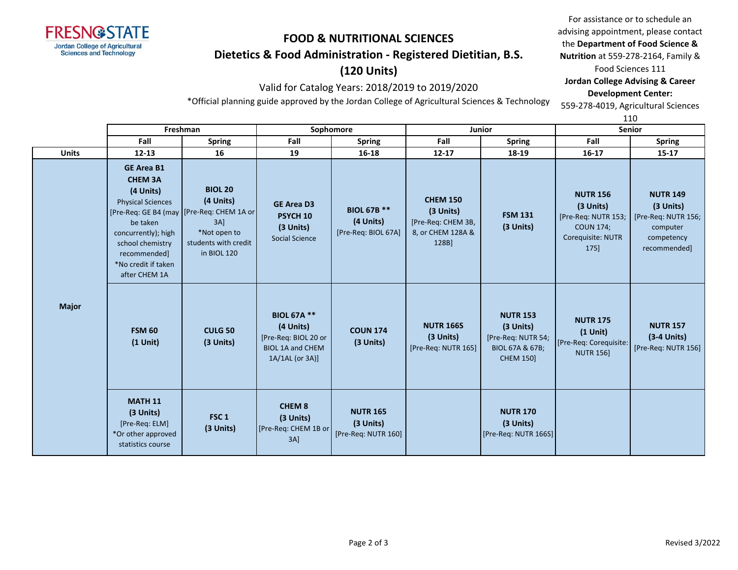# FOOD & NUTRITIONAL SCIENCES

## Dietetics & Food Administration - Registered Dietitian, B.S.

## (120 Units)

Valid for Catalog Years: 2018/2019 to 2019/2020

*Official planning guide approved by the Jordan College of Agricultural Sciences & Technology

For assistance or to schedule an advising appointment, please contact the **Department of Food Science & Nutrition** at 559-278-2164, Family & Food Sciences 111

**Jordan College Advising & Career Development Center:** 559-278-4019, Agricultural Sciences 110

| | Freshman | | Sophomore | | Junior | | Senior | |
|---|---|---|---|---|---|---|---|---|
| | Fall | Spring | Fall | Spring | Fall | Spring | Fall | Spring |
| **Units** | 12-13 | 16 | 19 | 16-18 | 12-17 | 18-19 | 16-17 | 15-17 |
| **Major** | **GE Area B1 CHEM 3A (4 Units)** Physical Sciences [Pre-Req: GE B4 (may be taken concurrently); high school chemistry recommended] *No credit if taken after CHEM 1A | **BIOL 20 (4 Units)** [Pre-Req: CHEM 1A or 3A] *Not open to students with credit in BIOL 120 | **GE Area D3 PSYCH 10 (3 Units)** Social Science | **BIOL 67B ** (4 Units)** [Pre-Req: BIOL 67A] | **CHEM 150 (3 Units)** [Pre-Req: CHEM 3B, 8, or CHEM 128A & 128B] | **FSM 131 (3 Units)** | **NUTR 156 (3 Units)** [Pre-Req: NUTR 153; COUN 174; Corequisite: NUTR 175] | **NUTR 149 (3 Units)** [Pre-Req: NUTR 156; computer competency recommended] |
| | **FSM 60 (1 Unit)** | **CULG 50 (3 Units)** | **BIOL 67A ** (4 Units)** [Pre-Req: BIOL 20 or BIOL 1A and CHEM 1A/1AL (or 3A)] | **COUN 174 (3 Units)** | **NUTR 166S (3 Units)** [Pre-Req: NUTR 165] | **NUTR 153 (3 Units)** [Pre-Req: NUTR 54; BIOL 67A & 67B; CHEM 150] | **NUTR 175 (1 Unit)** [Pre-Req: Corequisite: NUTR 156] | **NUTR 157 (3-4 Units)** [Pre-Req: NUTR 156] |
| | **MATH 11 (3 Units)** [Pre-Req: ELM] *Or other approved statistics course | **FSC 1 (3 Units)** | **CHEM 8 (3 Units)** [Pre-Req: CHEM 1B or 3A] | **NUTR 165 (3 Units)** [Pre-Req: NUTR 160] | | **NUTR 170 (3 Units)** [Pre-Req: NUTR 166S] | | |

Revised 3/2022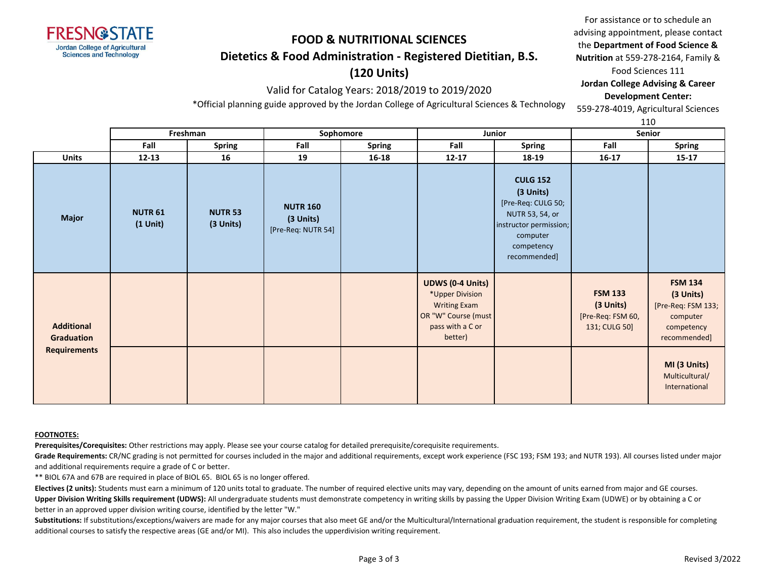FRESNO STATE
Jordan College of Agricultural Sciences and Technology

# FOOD & NUTRITIONAL SCIENCES

## Dietetics & Food Administration - Registered Dietitian, B.S.

## (120 Units)

Valid for Catalog Years: 2018/2019 to 2019/2020

*Official planning guide approved by the Jordan College of Agricultural Sciences & Technology

For assistance or to schedule an advising appointment, please contact the **Department of Food Science & Nutrition** at 559-278-2164, Family & Food Sciences 111
**Jordan College Advising & Career Development Center:** 559-278-4019, Agricultural Sciences 110

| | Freshman | | Sophomore | | Junior | | Senior | |
|---|---|---|---|---|---|---|---|---|
| | Fall | Spring | Fall | Spring | Fall | Spring | Fall | Spring |
| **Units** | 12-13 | 16 | 19 | 16-18 | 12-17 | 18-19 | 16-17 | 15-17 |
| **Major** | **NUTR 61 (1 Unit)** | **NUTR 53 (3 Units)** | **NUTR 160 (3 Units)** [Pre-Req: NUTR 54] | | | **CULG 152 (3 Units)** [Pre-Req: CULG 50; NUTR 53, 54, or instructor permission; computer competency recommended] | | |
| **Additional Graduation Requirements** | | | | | **UDWS (0-4 Units)** *Upper Division Writing Exam OR "W" Course (must pass with a C or better) | | **FSM 133 (3 Units)** [Pre-Req: FSM 60, 131; CULG 50] | **FSM 134 (3 Units)** [Pre-Req: FSM 133; computer competency recommended] |
| | | | | | | | | **MI (3 Units)** Multicultural/ International |

**FOOTNOTES:**

**Prerequisites/Corequisites:** Other restrictions may apply. Please see your course catalog for detailed prerequisite/corequisite requirements.

**Grade Requirements:** CR/NC grading is not permitted for courses included in the major and additional requirements, except work experience (FSC 193; FSM 193; and NUTR 193). All courses listed under major and additional requirements require a grade of C or better.

** BIOL 67A and 67B are required in place of BIOL 65. BIOL 65 is no longer offered.

**Electives (2 units):** Students must earn a minimum of 120 units total to graduate. The number of required elective units may vary, depending on the amount of units earned from major and GE courses.

**Upper Division Writing Skills requirement (UDWS):** All undergraduate students must demonstrate competency in writing skills by passing the Upper Division Writing Exam (UDWE) or by obtaining a C or better in an approved upper division writing course, identified by the letter "W."

**Substitutions:** If substitutions/exceptions/waivers are made for any major courses that also meet GE and/or the Multicultural/International graduation requirement, the student is responsible for completing additional courses to satisfy the respective areas (GE and/or MI). This also includes the upperdivision writing requirement.

Revised 3/2022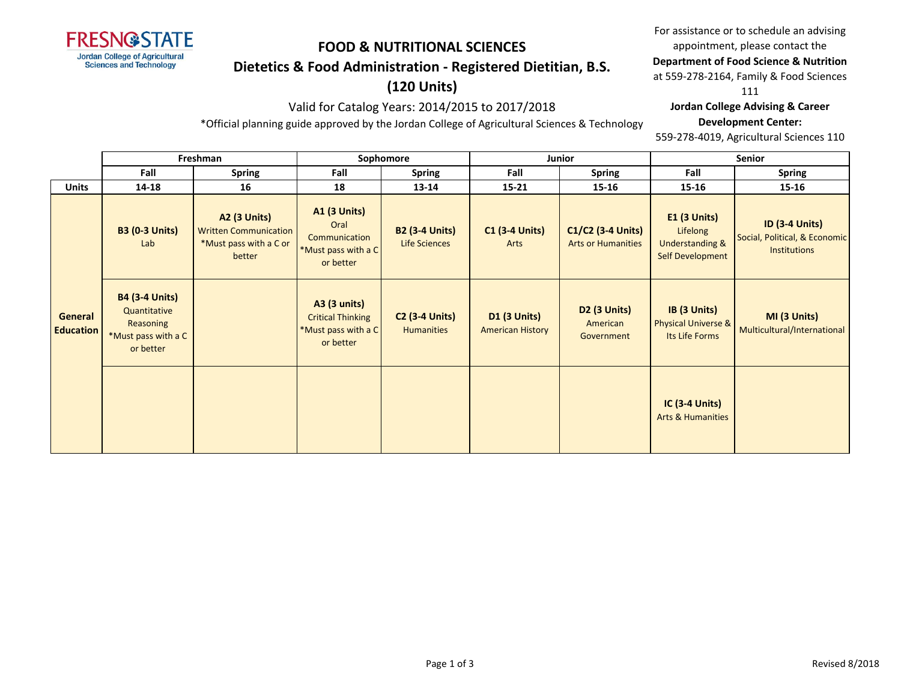FRESNO STATE
Jordan College of Agricultural Sciences and Technology

# FOOD & NUTRITIONAL SCIENCES

## Dietetics & Food Administration - Registered Dietitian, B.S. (120 Units)

Valid for Catalog Years: 2014/2015 to 2017/2018

*Official planning guide approved by the Jordan College of Agricultural Sciences & Technology

For assistance or to schedule an advising appointment, please contact the **Department of Food Science & Nutrition** at 559-278-2164, Family & Food Sciences 111

**Jordan College Advising & Career Development Center:**
559-278-4019, Agricultural Sciences 110

| | Freshman | | Sophomore | | Junior | | Senior | |
|---|---|---|---|---|---|---|---|---|
| | **Fall** | **Spring** | **Fall** | **Spring** | **Fall** | **Spring** | **Fall** | **Spring** |
| **Units** | **14-18** | **16** | **18** | **13-14** | **15-21** | **15-16** | **15-16** | **15-16** |
| **General Education** | **B3 (0-3 Units)** Lab | **A2 (3 Units)** Written Communication *Must pass with a C or better | **A1 (3 Units)** Oral Communication *Must pass with a C or better | **B2 (3-4 Units)** Life Sciences | **C1 (3-4 Units)** Arts | **C1/C2 (3-4 Units)** Arts or Humanities | **E1 (3 Units)** Lifelong Understanding & Self Development | **ID (3-4 Units)** Social, Political, & Economic Institutions |
| | **B4 (3-4 Units)** Quantitative Reasoning *Must pass with a C or better | | **A3 (3 units)** Critical Thinking *Must pass with a C or better | **C2 (3-4 Units)** Humanities | **D1 (3 Units)** American History | **D2 (3 Units)** American Government | **IB (3 Units)** Physical Universe & Its Life Forms | **MI (3 Units)** Multicultural/International |
| | | | | | | | **IC (3-4 Units)** Arts & Humanities | |

Revised 8/2018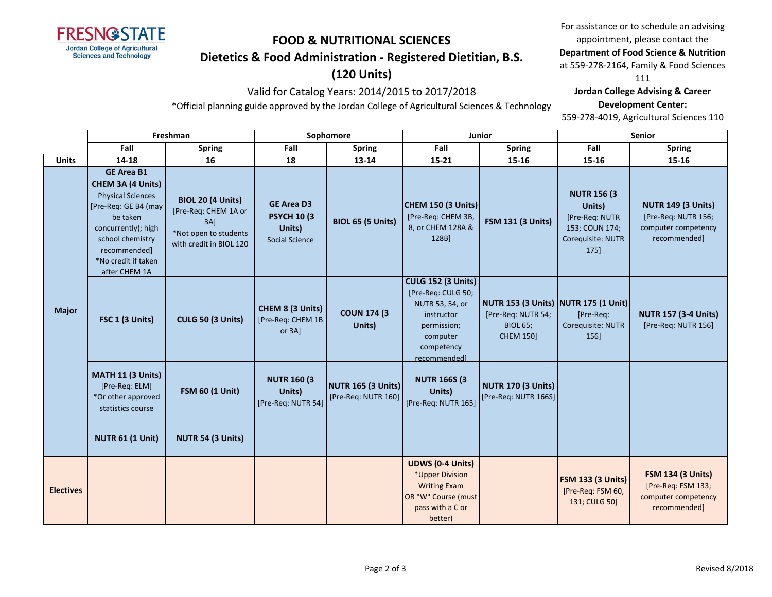# FOOD & NUTRITIONAL SCIENCES

## Dietetics & Food Administration - Registered Dietitian, B.S.

## (120 Units)

Valid for Catalog Years: 2014/2015 to 2017/2018

*Official planning guide approved by the Jordan College of Agricultural Sciences & Technology

For assistance or to schedule an advising appointment, please contact the **Department of Food Science & Nutrition** at 559-278-2164, Family & Food Sciences 111

**Jordan College Advising & Career Development Center:** 559-278-4019, Agricultural Sciences 110

| | Freshman | | Sophomore | | Junior | | Senior | |
|---|---|---|---|---|---|---|---|---|
| | Fall | Spring | Fall | Spring | Fall | Spring | Fall | Spring |
| **Units** | 14-18 | 16 | 18 | 13-14 | 15-21 | 15-16 | 15-16 | 15-16 |
| **Major** | **GE Area B1 CHEM 3A (4 Units)** Physical Sciences [Pre-Req: GE B4 (may be taken concurrently); high school chemistry recommended] *No credit if taken after CHEM 1A | **BIOL 20 (4 Units)** [Pre-Req: CHEM 1A or 3A] *Not open to students with credit in BIOL 120 | **GE Area D3 PSYCH 10 (3 Units)** Social Science | **BIOL 65 (5 Units)** | **CHEM 150 (3 Units)** [Pre-Req: CHEM 3B, 8, or CHEM 128A & 128B] | **FSM 131 (3 Units)** | **NUTR 156 (3 Units)** [Pre-Req: NUTR 153; COUN 174; Corequisite: NUTR 175] | **NUTR 149 (3 Units)** [Pre-Req: NUTR 156; computer competency recommended] |
| | **FSC 1 (3 Units)** | **CULG 50 (3 Units)** | **CHEM 8 (3 Units)** [Pre-Req: CHEM 1B or 3A] | **COUN 174 (3 Units)** | **CULG 152 (3 Units)** [Pre-Req: CULG 50; NUTR 53, 54, or instructor permission; computer competency recommended] | **NUTR 153 (3 Units)** [Pre-Req: NUTR 54; BIOL 65; CHEM 150] | **NUTR 175 (1 Unit)** [Pre-Req: Corequisite: NUTR 156] | **NUTR 157 (3-4 Units)** [Pre-Req: NUTR 156] |
| | **MATH 11 (3 Units)** [Pre-Req: ELM] *Or other approved statistics course | **FSM 60 (1 Unit)** | **NUTR 160 (3 Units)** [Pre-Req: NUTR 54] | **NUTR 165 (3 Units)** [Pre-Req: NUTR 160] | **NUTR 166S (3 Units)** [Pre-Req: NUTR 165] | **NUTR 170 (3 Units)** [Pre-Req: NUTR 166S] | | |
| | **NUTR 61 (1 Unit)** | **NUTR 54 (3 Units)** | | | | | | |
| **Electives** | | | | | **UDWS (0-4 Units)** *Upper Division Writing Exam OR "W" Course (must pass with a C or better) | | **FSM 133 (3 Units)** [Pre-Req: FSM 60, 131; CULG 50] | **FSM 134 (3 Units)** [Pre-Req: FSM 133; computer competency recommended] |

Revised 8/2018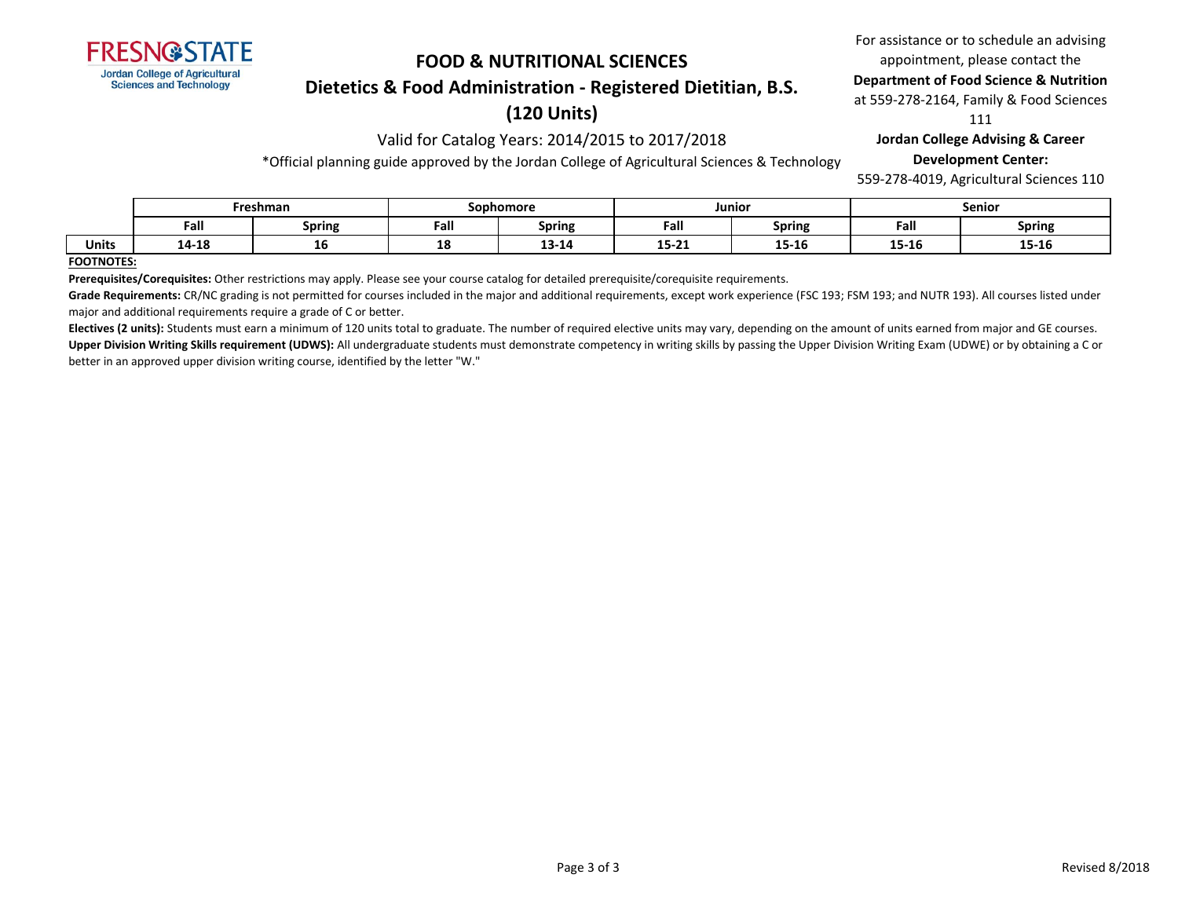FRESNO STATE
Jordan College of Agricultural Sciences and Technology

# FOOD & NUTRITIONAL SCIENCES

## Dietetics & Food Administration - Registered Dietitian, B.S. (120 Units)

Valid for Catalog Years: 2014/2015 to 2017/2018

*Official planning guide approved by the Jordan College of Agricultural Sciences & Technology

For assistance or to schedule an advising appointment, please contact the **Department of Food Science & Nutrition** at 559-278-2164, Family & Food Sciences 111

**Jordan College Advising & Career Development Center:** 559-278-4019, Agricultural Sciences 110

| | Freshman | | Sophomore | | Junior | | Senior | |
|---|---|---|---|---|---|---|---|---|
| | **Fall** | **Spring** | **Fall** | **Spring** | **Fall** | **Spring** | **Fall** | **Spring** |
| **Units** | **14-18** | **16** | **18** | **13-14** | **15-21** | **15-16** | **15-16** | **15-16** |

**FOOTNOTES:**

**Prerequisites/Corequisites:** Other restrictions may apply. Please see your course catalog for detailed prerequisite/corequisite requirements.

**Grade Requirements:** CR/NC grading is not permitted for courses included in the major and additional requirements, except work experience (FSC 193; FSM 193; and NUTR 193). All courses listed under major and additional requirements require a grade of C or better.

**Electives (2 units):** Students must earn a minimum of 120 units total to graduate. The number of required elective units may vary, depending on the amount of units earned from major and GE courses.

**Upper Division Writing Skills requirement (UDWS):** All undergraduate students must demonstrate competency in writing skills by passing the Upper Division Writing Exam (UDWE) or by obtaining a C or better in an approved upper division writing course, identified by the letter "W."

Revised 8/2018